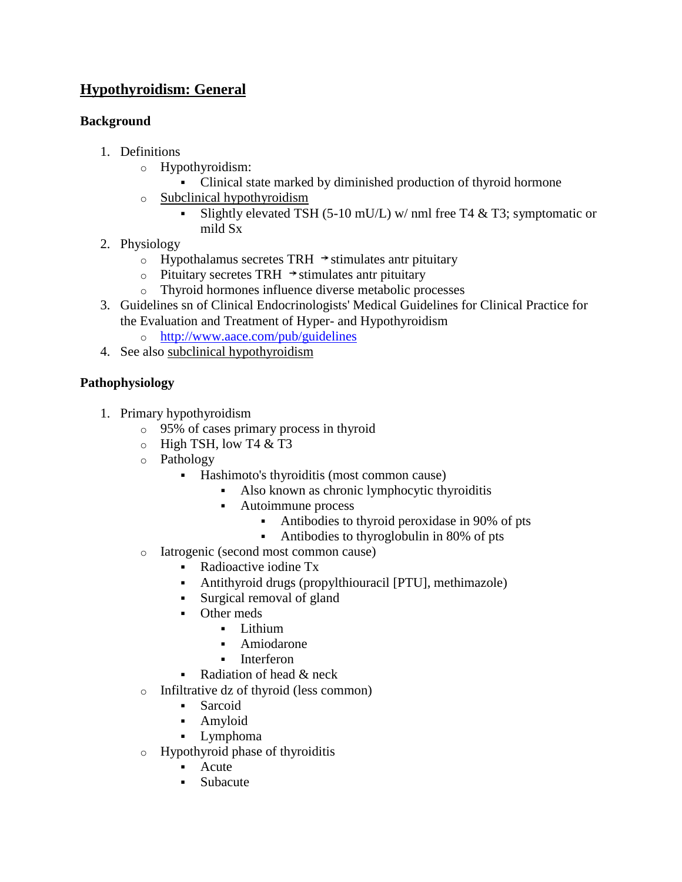# Hypothyroidism: General

## Background

1. Definitions
   - Hypothyroidism:
     - Clinical state marked by diminished production of thyroid hormone
   - Subclinical hypothyroidism
     - Slightly elevated TSH (5-10 mU/L) w/ nml free T4 & T3; symptomatic or mild Sx
2. Physiology
   - Hypothalamus secretes TRH →stimulates antr pituitary
   - Pituitary secretes TRH →stimulates antr pituitary
   - Thyroid hormones influence diverse metabolic processes
3. Guidelines sn of Clinical Endocrinologists' Medical Guidelines for Clinical Practice for the Evaluation and Treatment of Hyper- and Hypothyroidism
   - http://www.aace.com/pub/guidelines
4. See also subclinical hypothyroidism

## Pathophysiology

1. Primary hypothyroidism
   - 95% of cases primary process in thyroid
   - High TSH, low T4 & T3
   - Pathology
     - Hashimoto's thyroiditis (most common cause)
       - Also known as chronic lymphocytic thyroiditis
       - Autoimmune process
         - Antibodies to thyroid peroxidase in 90% of pts
         - Antibodies to thyroglobulin in 80% of pts
   - Iatrogenic (second most common cause)
     - Radioactive iodine Tx
     - Antithyroid drugs (propylthiouracil [PTU], methimazole)
     - Surgical removal of gland
     - Other meds
       - Lithium
       - Amiodarone
       - Interferon
     - Radiation of head & neck
   - Infiltrative dz of thyroid (less common)
     - Sarcoid
     - Amyloid
     - Lymphoma
   - Hypothyroid phase of thyroiditis
     - Acute
     - Subacute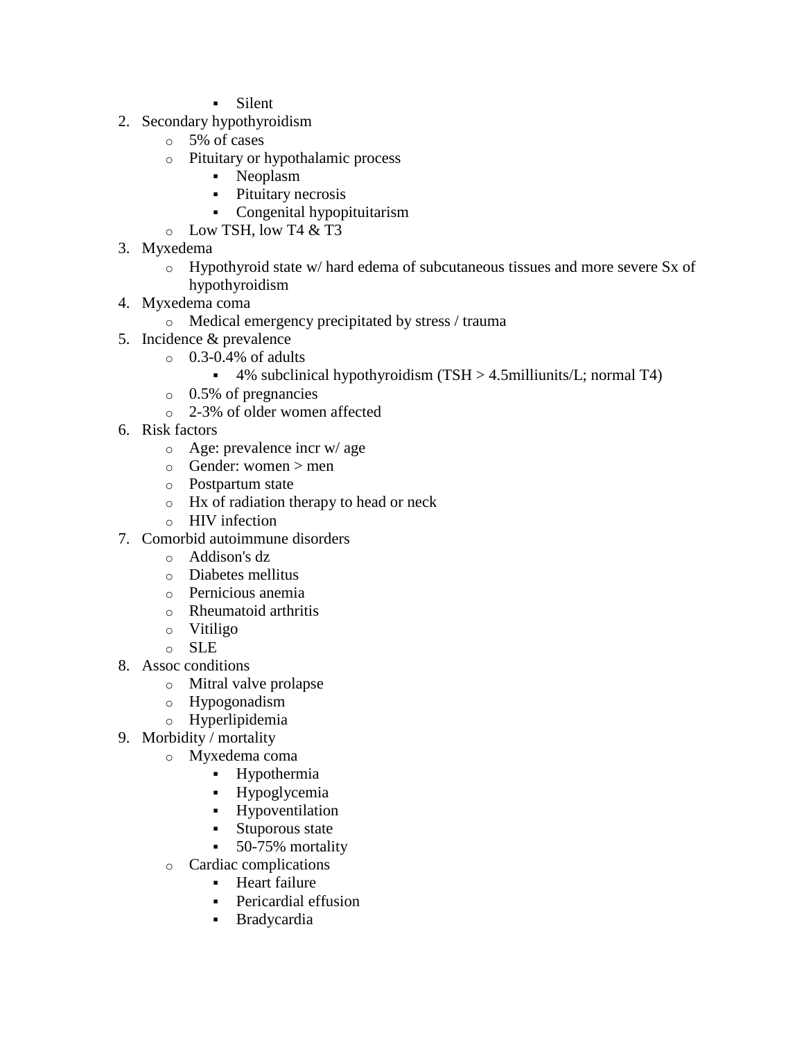- Silent
2. Secondary hypothyroidism
   - 5% of cases
   - Pituitary or hypothalamic process
     - Neoplasm
     - Pituitary necrosis
     - Congenital hypopituitarism
   - Low TSH, low T4 & T3
3. Myxedema
   - Hypothyroid state w/ hard edema of subcutaneous tissues and more severe Sx of hypothyroidism
4. Myxedema coma
   - Medical emergency precipitated by stress / trauma
5. Incidence & prevalence
   - 0.3-0.4% of adults
     - 4% subclinical hypothyroidism (TSH > 4.5milliunits/L; normal T4)
   - 0.5% of pregnancies
   - 2-3% of older women affected
6. Risk factors
   - Age: prevalence incr w/ age
   - Gender: women > men
   - Postpartum state
   - Hx of radiation therapy to head or neck
   - HIV infection
7. Comorbid autoimmune disorders
   - Addison's dz
   - Diabetes mellitus
   - Pernicious anemia
   - Rheumatoid arthritis
   - Vitiligo
   - SLE
8. Assoc conditions
   - Mitral valve prolapse
   - Hypogonadism
   - Hyperlipidemia
9. Morbidity / mortality
   - Myxedema coma
     - Hypothermia
     - Hypoglycemia
     - Hypoventilation
     - Stuporous state
     - 50-75% mortality
   - Cardiac complications
     - Heart failure
     - Pericardial effusion
     - Bradycardia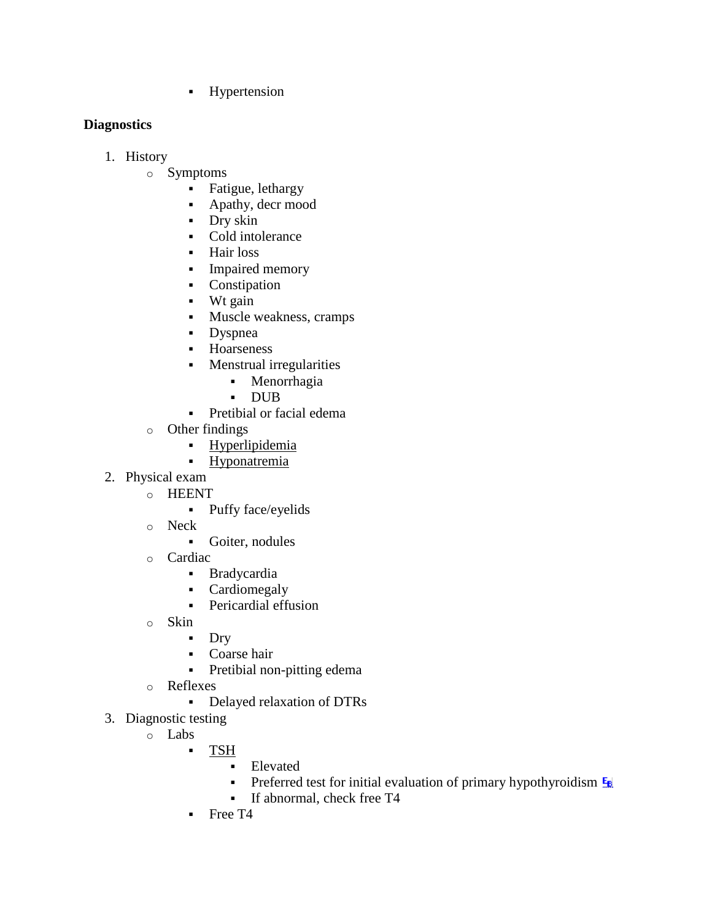- Hypertension

**Diagnostics**

1. History
    - Symptoms
        - Fatigue, lethargy
        - Apathy, decr mood
        - Dry skin
        - Cold intolerance
        - Hair loss
        - Impaired memory
        - Constipation
        - Wt gain
        - Muscle weakness, cramps
        - Dyspnea
        - Hoarseness
        - Menstrual irregularities
            - Menorrhagia
            - DUB
        - Pretibial or facial edema
    - Other findings
        - Hyperlipidemia
        - Hyponatremia
2. Physical exam
    - HEENT
        - Puffy face/eyelids
    - Neck
        - Goiter, nodules
    - Cardiac
        - Bradycardia
        - Cardiomegaly
        - Pericardial effusion
    - Skin
        - Dry
        - Coarse hair
        - Pretibial non-pitting edema
    - Reflexes
        - Delayed relaxation of DTRs
3. Diagnostic testing
    - Labs
        - TSH
            - Elevated
            - Preferred test for initial evaluation of primary hypothyroidism
            - If abnormal, check free T4
        - Free T4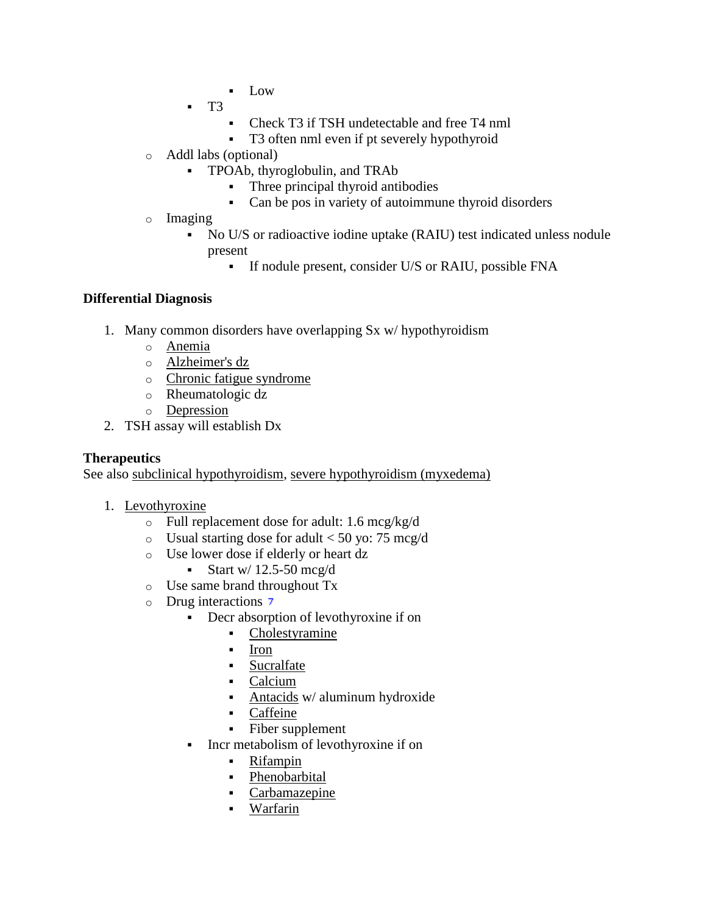- Low
        - T3
            - Check T3 if TSH undetectable and free T4 nml
            - T3 often nml even if pt severely hypothyroid
    - Addl labs (optional)
        - TPOAb, thyroglobulin, and TRAb
            - Three principal thyroid antibodies
            - Can be pos in variety of autoimmune thyroid disorders
    - Imaging
        - No U/S or radioactive iodine uptake (RAIU) test indicated unless nodule present
            - If nodule present, consider U/S or RAIU, possible FNA

**Differential Diagnosis**

1. Many common disorders have overlapping Sx w/ hypothyroidism
    - Anemia
    - Alzheimer's dz
    - Chronic fatigue syndrome
    - Rheumatologic dz
    - Depression
2. TSH assay will establish Dx

**Therapeutics**
See also subclinical hypothyroidism, severe hypothyroidism (myxedema)

1. Levothyroxine
    - Full replacement dose for adult: 1.6 mcg/kg/d
    - Usual starting dose for adult < 50 yo: 75 mcg/d
    - Use lower dose if elderly or heart dz
        - Start w/ 12.5-50 mcg/d
    - Use same brand throughout Tx
    - Drug interactions [7]
        - Decr absorption of levothyroxine if on
            - Cholestyramine
            - Iron
            - Sucralfate
            - Calcium
            - Antacids w/ aluminum hydroxide
            - Caffeine
            - Fiber supplement
        - Incr metabolism of levothyroxine if on
            - Rifampin
            - Phenobarbital
            - Carbamazepine
            - Warfarin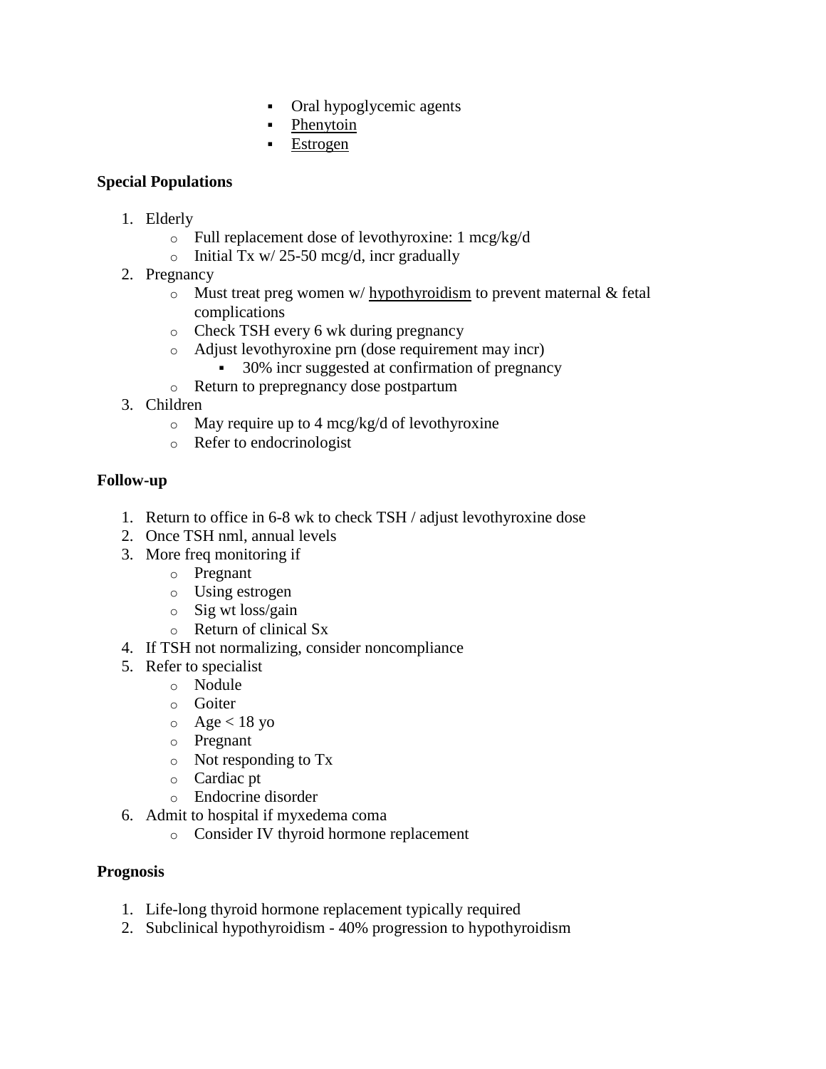- Oral hypoglycemic agents
        - Phenytoin
        - Estrogen

**Special Populations**

1. Elderly
    - Full replacement dose of levothyroxine: 1 mcg/kg/d
    - Initial Tx w/ 25-50 mcg/d, incr gradually
2. Pregnancy
    - Must treat preg women w/ hypothyroidism to prevent maternal & fetal complications
    - Check TSH every 6 wk during pregnancy
    - Adjust levothyroxine prn (dose requirement may incr)
        - 30% incr suggested at confirmation of pregnancy
    - Return to prepregnancy dose postpartum
3. Children
    - May require up to 4 mcg/kg/d of levothyroxine
    - Refer to endocrinologist

**Follow-up**

1. Return to office in 6-8 wk to check TSH / adjust levothyroxine dose
2. Once TSH nml, annual levels
3. More freq monitoring if
    - Pregnant
    - Using estrogen
    - Sig wt loss/gain
    - Return of clinical Sx
4. If TSH not normalizing, consider noncompliance
5. Refer to specialist
    - Nodule
    - Goiter
    - Age < 18 yo
    - Pregnant
    - Not responding to Tx
    - Cardiac pt
    - Endocrine disorder
6. Admit to hospital if myxedema coma
    - Consider IV thyroid hormone replacement

**Prognosis**

1. Life-long thyroid hormone replacement typically required
2. Subclinical hypothyroidism - 40% progression to hypothyroidism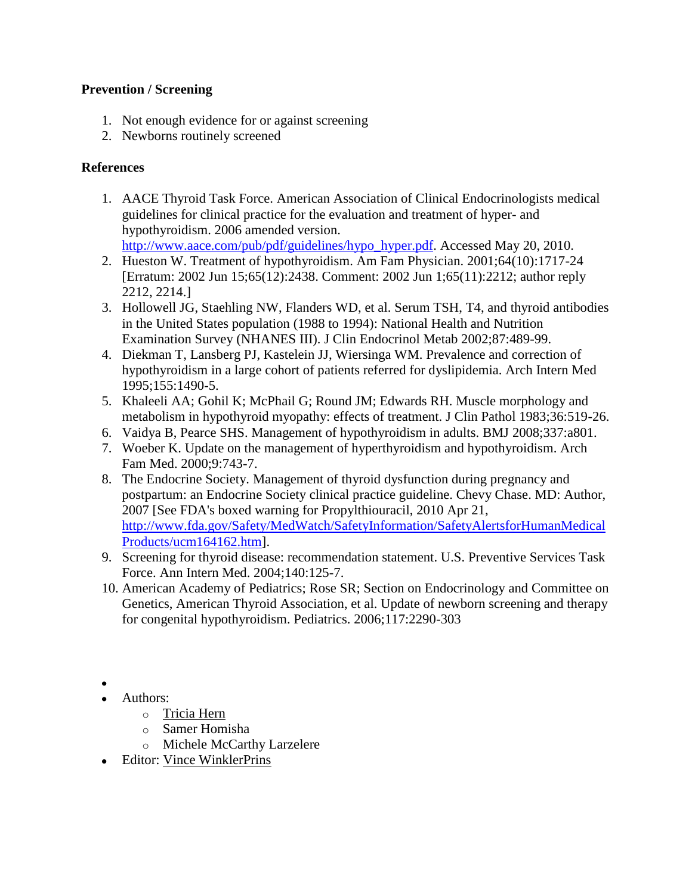### Prevention / Screening

1. Not enough evidence for or against screening
2. Newborns routinely screened

### References

1. AACE Thyroid Task Force. American Association of Clinical Endocrinologists medical guidelines for clinical practice for the evaluation and treatment of hyper- and hypothyroidism. 2006 amended version. http://www.aace.com/pub/pdf/guidelines/hypo_hyper.pdf. Accessed May 20, 2010.
2. Hueston W. Treatment of hypothyroidism. Am Fam Physician. 2001;64(10):1717-24 [Erratum: 2002 Jun 15;65(12):2438. Comment: 2002 Jun 1;65(11):2212; author reply 2212, 2214.]
3. Hollowell JG, Staehling NW, Flanders WD, et al. Serum TSH, T4, and thyroid antibodies in the United States population (1988 to 1994): National Health and Nutrition Examination Survey (NHANES III). J Clin Endocrinol Metab 2002;87:489-99.
4. Diekman T, Lansberg PJ, Kastelein JJ, Wiersinga WM. Prevalence and correction of hypothyroidism in a large cohort of patients referred for dyslipidemia. Arch Intern Med 1995;155:1490-5.
5. Khaleeli AA; Gohil K; McPhail G; Round JM; Edwards RH. Muscle morphology and metabolism in hypothyroid myopathy: effects of treatment. J Clin Pathol 1983;36:519-26.
6. Vaidya B, Pearce SHS. Management of hypothyroidism in adults. BMJ 2008;337:a801.
7. Woeber K. Update on the management of hyperthyroidism and hypothyroidism. Arch Fam Med. 2000;9:743-7.
8. The Endocrine Society. Management of thyroid dysfunction during pregnancy and postpartum: an Endocrine Society clinical practice guideline. Chevy Chase. MD: Author, 2007 [See FDA's boxed warning for Propylthiouracil, 2010 Apr 21, http://www.fda.gov/Safety/MedWatch/SafetyInformation/SafetyAlertsforHumanMedicalProducts/ucm164162.htm].
9. Screening for thyroid disease: recommendation statement. U.S. Preventive Services Task Force. Ann Intern Med. 2004;140:125-7.
10. American Academy of Pediatrics; Rose SR; Section on Endocrinology and Committee on Genetics, American Thyroid Association, et al. Update of newborn screening and therapy for congenital hypothyroidism. Pediatrics. 2006;117:2290-303

- Authors:
  - Tricia Hern
  - Samer Homisha
  - Michele McCarthy Larzelere
- Editor: Vince WinklerPrins